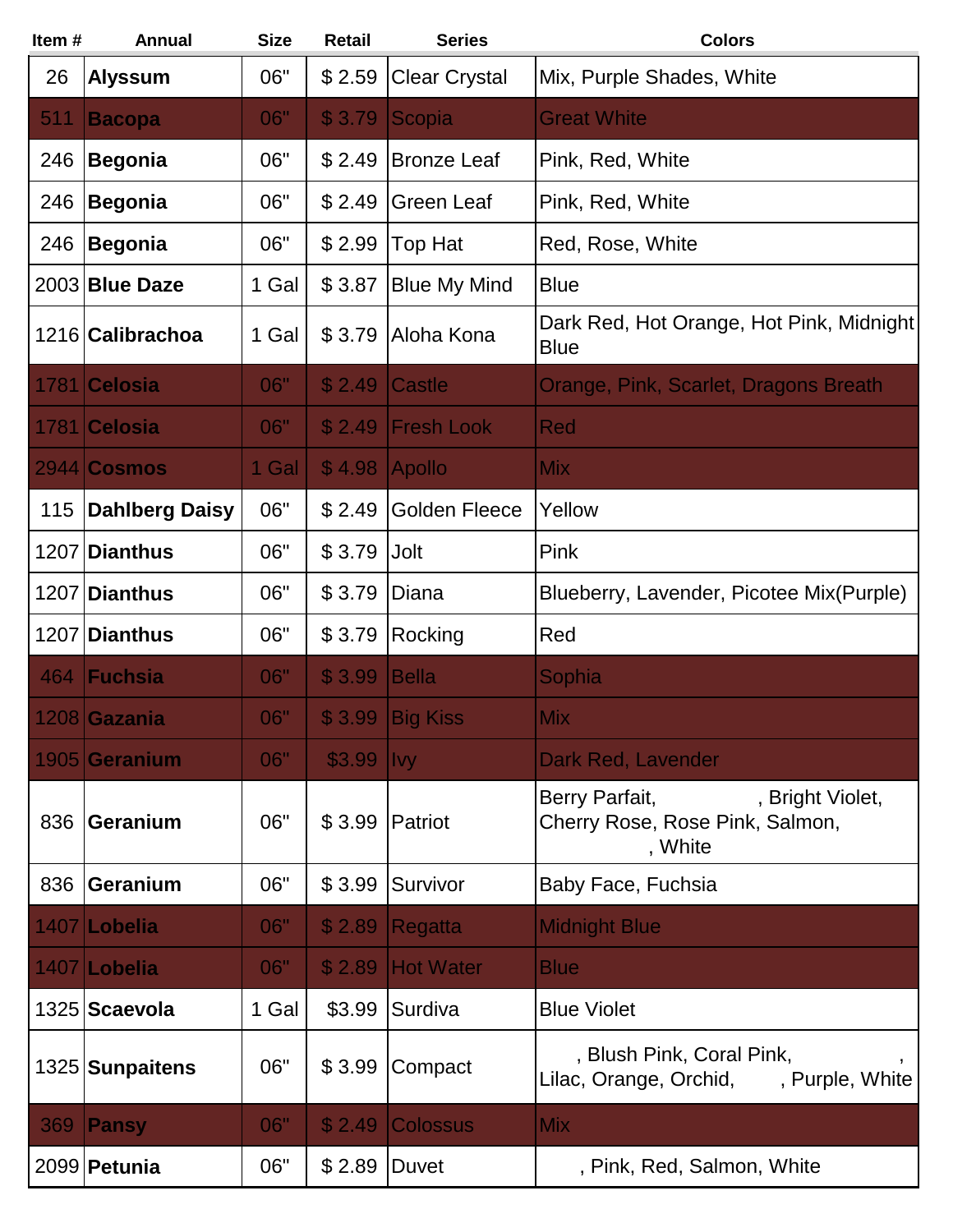| Item # | Annual | Size | Retail | Series | Colors |
|---|---|---|---|---|---|
| 26 | **Alyssum** | 06" | $ 2.59 | Clear Crystal | Mix, Purple Shades, White |
| 511 | **Bacopa** | 06" | $ 3.79 | Scopia | Great White |
| 246 | **Begonia** | 06" | $ 2.49 | Bronze Leaf | Pink, Red, White |
| 246 | **Begonia** | 06" | $ 2.49 | Green Leaf | Pink, Red, White |
| 246 | **Begonia** | 06" | $ 2.99 | Top Hat | Red, Rose, White |
| 2003 | **Blue Daze** | 1 Gal | $ 3.87 | Blue My Mind | Blue |
| 1216 | **Calibrachoa** | 1 Gal | $ 3.79 | Aloha Kona | Dark Red, Hot Orange, Hot Pink, Midnight Blue |
| 1781 | **Celosia** | 06" | $ 2.49 | Castle | Orange, Pink, Scarlet, Dragons Breath |
| 1781 | **Celosia** | 06" | $ 2.49 | Fresh Look | Red |
| 2944 | **Cosmos** | 1 Gal | $ 4.98 | Apollo | Mix |
| 115 | **Dahlberg Daisy** | 06" | $ 2.49 | Golden Fleece | Yellow |
| 1207 | **Dianthus** | 06" | $ 3.79 | Jolt | Pink |
| 1207 | **Dianthus** | 06" | $ 3.79 | Diana | Blueberry, Lavender, Picotee Mix(Purple) |
| 1207 | **Dianthus** | 06" | $ 3.79 | Rocking | Red |
| 464 | **Fuchsia** | 06" | $ 3.99 | Bella | Sophia |
| 1208 | **Gazania** | 06" | $ 3.99 | Big Kiss | Mix |
| 1905 | **Geranium** | 06" | $3.99 | Ivy | Dark Red, Lavender |
| 836 | **Geranium** | 06" | $ 3.99 | Patriot | Berry Parfait, , Bright Violet, Cherry Rose, Rose Pink, Salmon, , White |
| 836 | **Geranium** | 06" | $ 3.99 | Survivor | Baby Face, Fuchsia |
| 1407 | **Lobelia** | 06" | $ 2.89 | Regatta | Midnight Blue |
| 1407 | **Lobelia** | 06" | $ 2.89 | Hot Water | Blue |
| 1325 | **Scaevola** | 1 Gal | $3.99 | Surdiva | Blue Violet |
| 1325 | **Sunpaitens** | 06" | $ 3.99 | Compact | , Blush Pink, Coral Pink, , Lilac, Orange, Orchid, , Purple, White |
| 369 | **Pansy** | 06" | $ 2.49 | Colossus | Mix |
| 2099 | **Petunia** | 06" | $ 2.89 | Duvet | , Pink, Red, Salmon, White |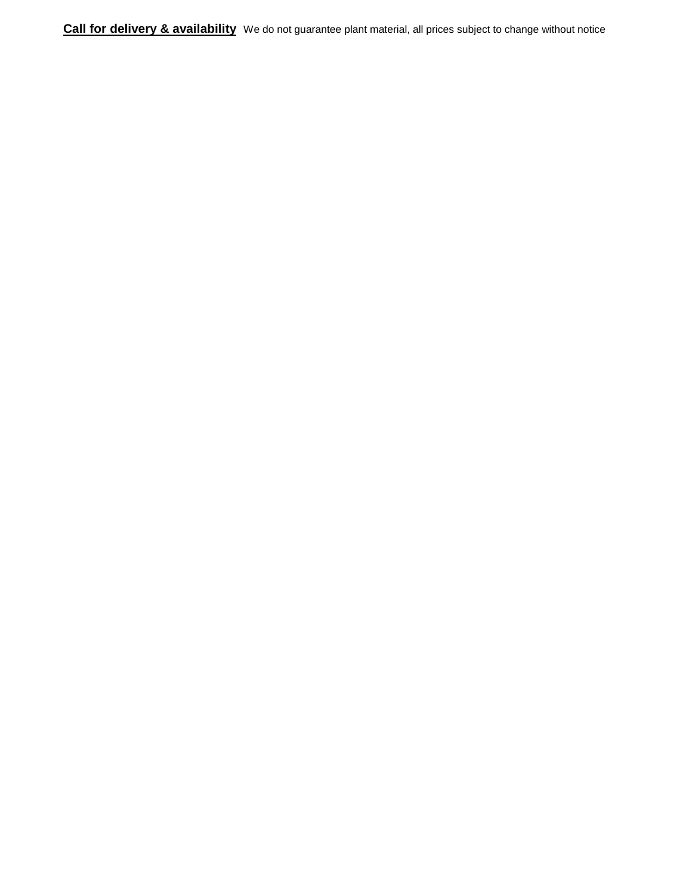**Call for delivery & availability** We do not guarantee plant material, all prices subject to change without notice